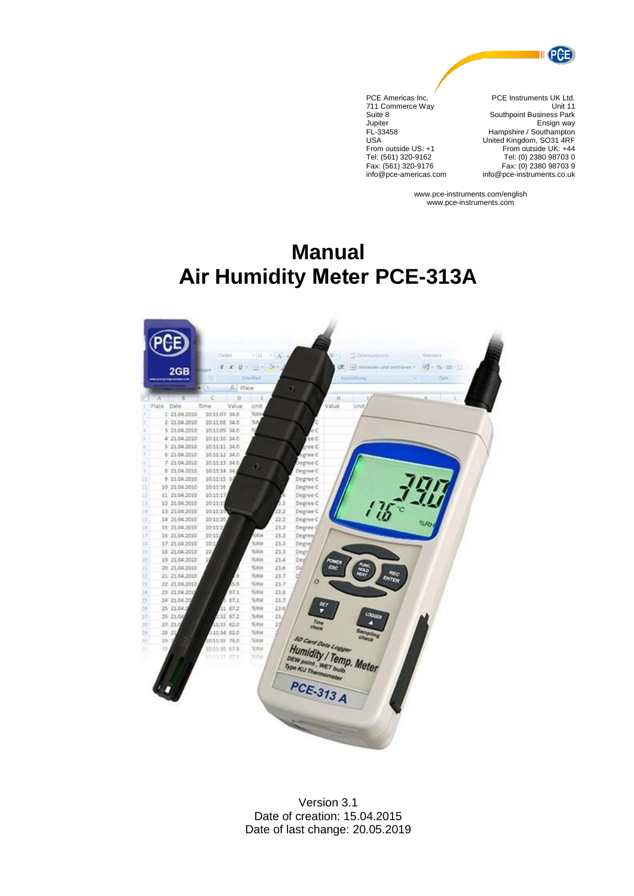PCE Americas Inc.
711 Commerce Way
Suite 8
Jupiter
FL-33458
USA
From outside US: +1
Tel: (561) 320-9162
Fax: (561) 320-9176
info@pce-americas.com

PCE Instruments UK Ltd.
Unit 11
Southpoint Business Park
Ensign way
Hampshire / Southampton
United Kingdom, SO31 4RF
From outside UK: +44
Tel: (0) 2380 98703 0
Fax: (0) 2380 98703 9
info@pce-instruments.co.uk

www.pce-instruments.com/english
www.pce-instruments.com

# Manual
# Air Humidity Meter PCE-313A

Version 3.1
Date of creation: 15.04.2015
Date of last change: 20.05.2019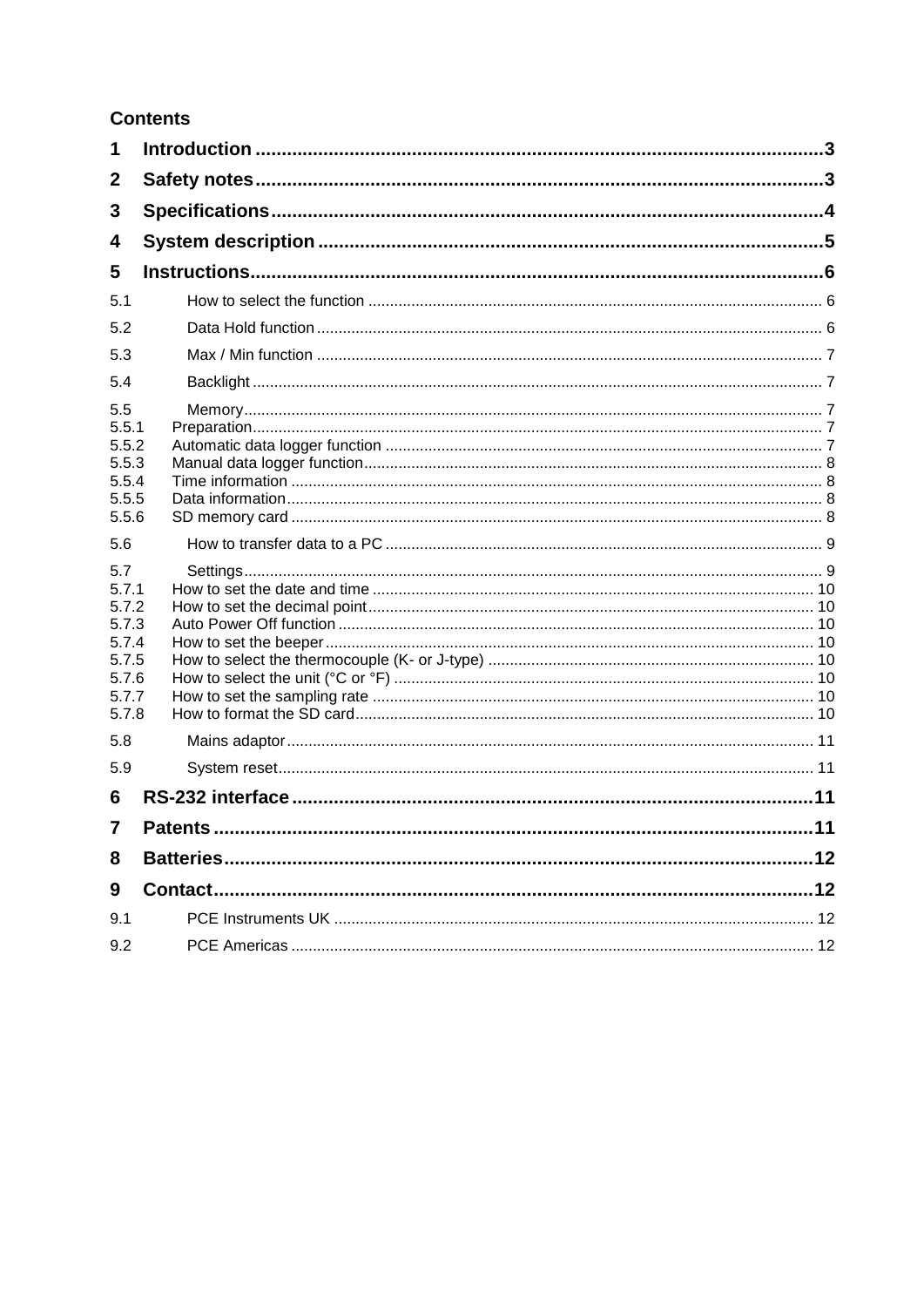## Contents

1 Introduction ........................................................................................................3

2 Safety notes.........................................................................................................3

3 Specifications.......................................................................................................4

4 System description .............................................................................................5

5 Instructions..........................................................................................................6

5.1 How to select the function ........................................................................................ 6

5.2 Data Hold function .................................................................................................... 6

5.3 Max / Min function .................................................................................................... 7

5.4 Backlight ................................................................................................................... 7

5.5 Memory..................................................................................................................... 7

5.5.1 Preparation................................................................................................................... 7

5.5.2 Automatic data logger function ..................................................................................... 7

5.5.3 Manual data logger function.......................................................................................... 8

5.5.4 Time information ........................................................................................................... 8

5.5.5 Data information............................................................................................................ 8

5.5.6 SD memory card ........................................................................................................... 8

5.6 How to transfer data to a PC .................................................................................... 9

5.7 Settings..................................................................................................................... 9

5.7.1 How to set the date and time ...................................................................................... 10

5.7.2 How to set the decimal point....................................................................................... 10

5.7.3 Auto Power Off function .............................................................................................. 10

5.7.4 How to set the beeper................................................................................................. 10

5.7.5 How to select the thermocouple (K- or J-type) ........................................................... 10

5.7.6 How to select the unit (°C or °F) ................................................................................. 10

5.7.7 How to set the sampling rate ...................................................................................... 10

5.7.8 How to format the SD card.......................................................................................... 10

5.8 Mains adaptor ......................................................................................................... 11

5.9 System reset........................................................................................................... 11

6 RS-232 interface ................................................................................................11

7 Patents ...............................................................................................................11

8 Batteries.............................................................................................................12

9 Contact...............................................................................................................12

9.1 PCE Instruments UK .............................................................................................. 12

9.2 PCE Americas ........................................................................................................ 12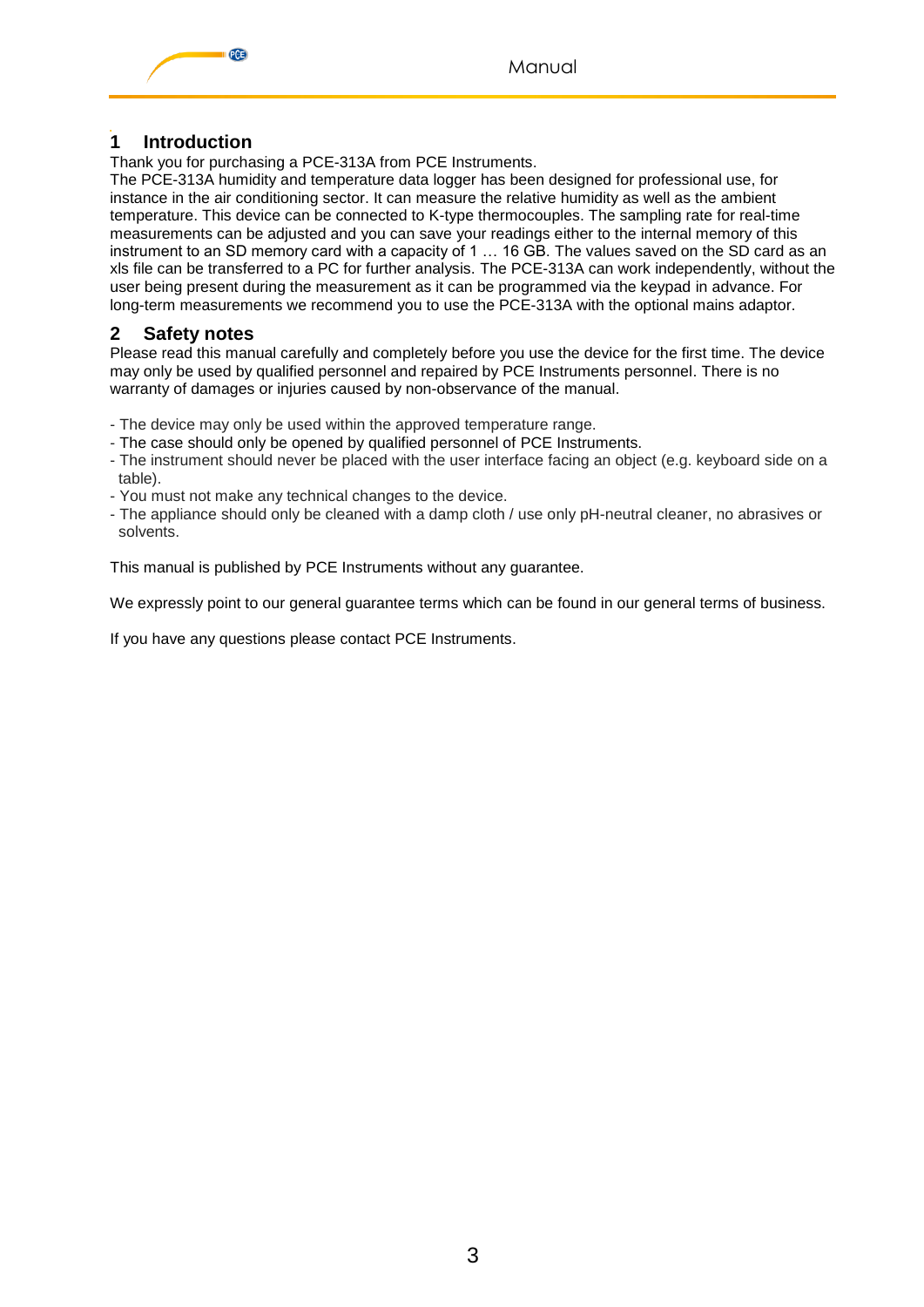# 1 Introduction

Thank you for purchasing a PCE-313A from PCE Instruments.

The PCE-313A humidity and temperature data logger has been designed for professional use, for instance in the air conditioning sector. It can measure the relative humidity as well as the ambient temperature. This device can be connected to K-type thermocouples. The sampling rate for real-time measurements can be adjusted and you can save your readings either to the internal memory of this instrument to an SD memory card with a capacity of 1 … 16 GB. The values saved on the SD card as an xls file can be transferred to a PC for further analysis. The PCE-313A can work independently, without the user being present during the measurement as it can be programmed via the keypad in advance. For long-term measurements we recommend you to use the PCE-313A with the optional mains adaptor.

# 2 Safety notes

Please read this manual carefully and completely before you use the device for the first time. The device may only be used by qualified personnel and repaired by PCE Instruments personnel. There is no warranty of damages or injuries caused by non-observance of the manual.

- The device may only be used within the approved temperature range.
- The case should only be opened by qualified personnel of PCE Instruments.
- The instrument should never be placed with the user interface facing an object (e.g. keyboard side on a table).
- You must not make any technical changes to the device.
- The appliance should only be cleaned with a damp cloth / use only pH-neutral cleaner, no abrasives or solvents.

This manual is published by PCE Instruments without any guarantee.

We expressly point to our general guarantee terms which can be found in our general terms of business.

If you have any questions please contact PCE Instruments.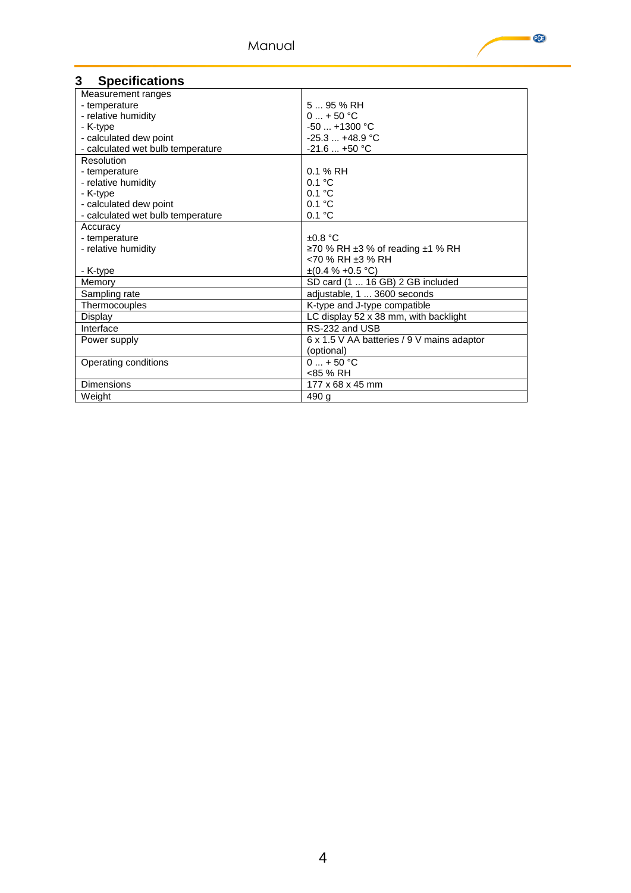## 3 Specifications

| | |
|---|---|
| Measurement ranges<br>- temperature<br>- relative humidity<br>- K-type<br>- calculated dew point<br>- calculated wet bulb temperature | <br>5 ... 95 % RH<br>0 ... + 50 °C<br>-50 ... +1300 °C<br>-25.3 ... +48.9 °C<br>-21.6 ... +50 °C |
| Resolution<br>- temperature<br>- relative humidity<br>- K-type<br>- calculated dew point<br>- calculated wet bulb temperature | <br>0.1 % RH<br>0.1 °C<br>0.1 °C<br>0.1 °C<br>0.1 °C |
| Accuracy<br>- temperature<br>- relative humidity<br><br>- K-type | <br>±0.8 °C<br>≥70 % RH ±3 % of reading ±1 % RH<br><70 % RH ±3 % RH<br>±(0.4 % +0.5 °C) |
| Memory | SD card (1 ... 16 GB) 2 GB included |
| Sampling rate | adjustable, 1 ... 3600 seconds |
| Thermocouples | K-type and J-type compatible |
| Display | LC display 52 x 38 mm, with backlight |
| Interface | RS-232 and USB |
| Power supply | 6 x 1.5 V AA batteries / 9 V mains adaptor (optional) |
| Operating conditions | 0 ... + 50 °C<br><85 % RH |
| Dimensions | 177 x 68 x 45 mm |
| Weight | 490 g |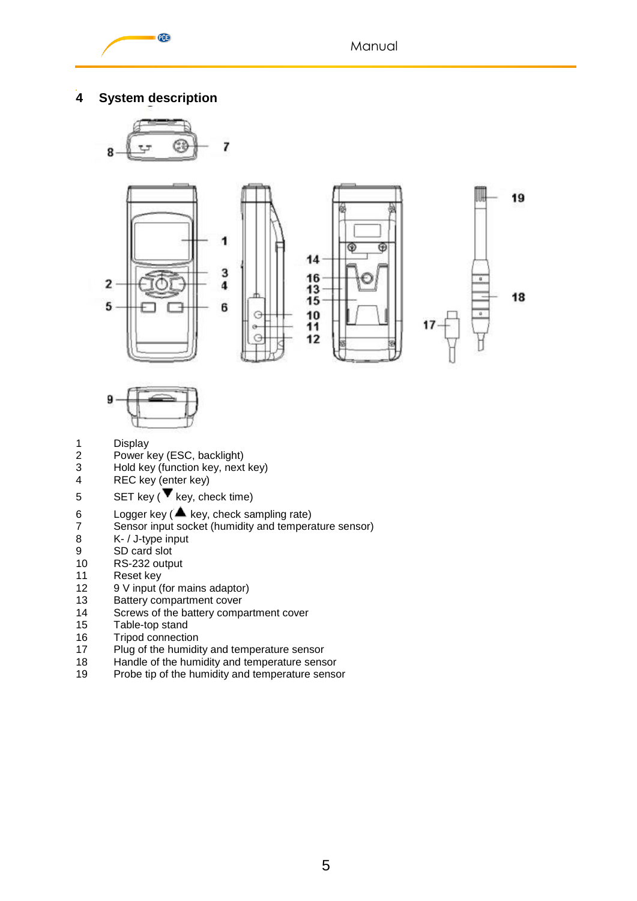# 4 System description

1 Display
2 Power key (ESC, backlight)
3 Hold key (function key, next key)
4 REC key (enter key)
5 SET key (▼ key, check time)
6 Logger key (▲ key, check sampling rate)
7 Sensor input socket (humidity and temperature sensor)
8 K- / J-type input
9 SD card slot
10 RS-232 output
11 Reset key
12 9 V input (for mains adaptor)
13 Battery compartment cover
14 Screws of the battery compartment cover
15 Table-top stand
16 Tripod connection
17 Plug of the humidity and temperature sensor
18 Handle of the humidity and temperature sensor
19 Probe tip of the humidity and temperature sensor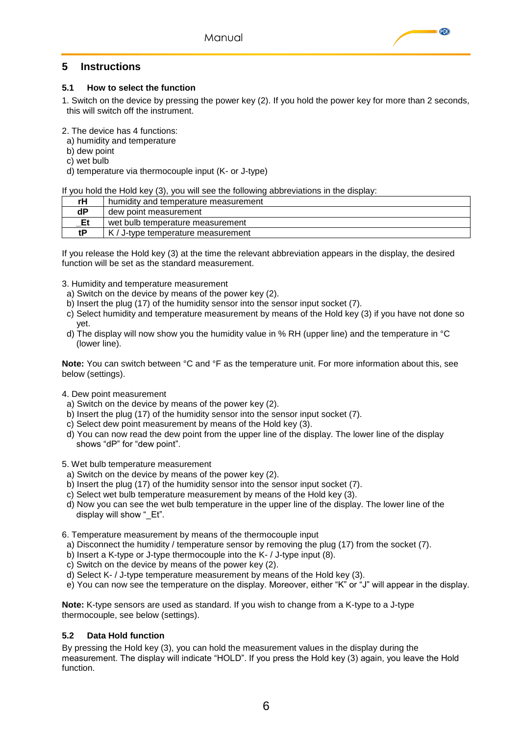# 5 Instructions

## 5.1 How to select the function

1. Switch on the device by pressing the power key (2). If you hold the power key for more than 2 seconds, this will switch off the instrument.

2. The device has 4 functions:
   a) humidity and temperature
   b) dew point
   c) wet bulb
   d) temperature via thermocouple input (K- or J-type)

If you hold the Hold key (3), you will see the following abbreviations in the display:

| **rH** | humidity and temperature measurement |
|---|---|
| **dP** | dew point measurement |
| **_Et** | wet bulb temperature measurement |
| **tP** | K / J-type temperature measurement |

If you release the Hold key (3) at the time the relevant abbreviation appears in the display, the desired function will be set as the standard measurement.

3. Humidity and temperature measurement
   a) Switch on the device by means of the power key (2).
   b) Insert the plug (17) of the humidity sensor into the sensor input socket (7).
   c) Select humidity and temperature measurement by means of the Hold key (3) if you have not done so yet.
   d) The display will now show you the humidity value in % RH (upper line) and the temperature in °C (lower line).

**Note:** You can switch between °C and °F as the temperature unit. For more information about this, see below (settings).

4. Dew point measurement
   a) Switch on the device by means of the power key (2).
   b) Insert the plug (17) of the humidity sensor into the sensor input socket (7).
   c) Select dew point measurement by means of the Hold key (3).
   d) You can now read the dew point from the upper line of the display. The lower line of the display shows "dP" for "dew point".

5. Wet bulb temperature measurement
   a) Switch on the device by means of the power key (2).
   b) Insert the plug (17) of the humidity sensor into the sensor input socket (7).
   c) Select wet bulb temperature measurement by means of the Hold key (3).
   d) Now you can see the wet bulb temperature in the upper line of the display. The lower line of the display will show "_Et".

6. Temperature measurement by means of the thermocouple input
   a) Disconnect the humidity / temperature sensor by removing the plug (17) from the socket (7).
   b) Insert a K-type or J-type thermocouple into the K- / J-type input (8).
   c) Switch on the device by means of the power key (2).
   d) Select K- / J-type temperature measurement by means of the Hold key (3).
   e) You can now see the temperature on the display. Moreover, either "K" or "J" will appear in the display.

**Note:** K-type sensors are used as standard. If you wish to change from a K-type to a J-type thermocouple, see below (settings).

## 5.2 Data Hold function

By pressing the Hold key (3), you can hold the measurement values in the display during the measurement. The display will indicate "HOLD". If you press the Hold key (3) again, you leave the Hold function.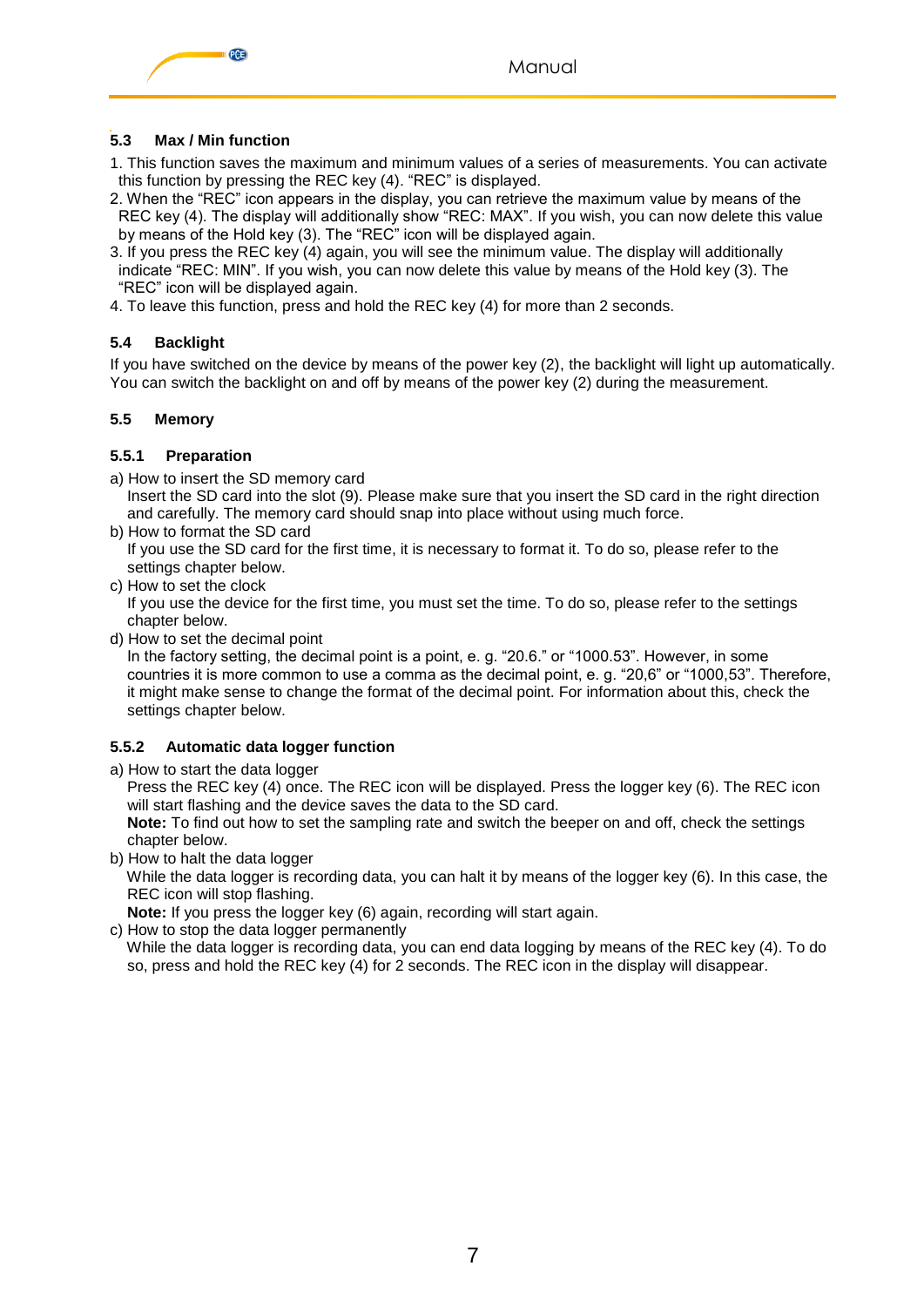## 5.3 Max / Min function

1. This function saves the maximum and minimum values of a series of measurements. You can activate this function by pressing the REC key (4). "REC" is displayed.
2. When the "REC" icon appears in the display, you can retrieve the maximum value by means of the REC key (4). The display will additionally show "REC: MAX". If you wish, you can now delete this value by means of the Hold key (3). The "REC" icon will be displayed again.
3. If you press the REC key (4) again, you will see the minimum value. The display will additionally indicate "REC: MIN". If you wish, you can now delete this value by means of the Hold key (3). The "REC" icon will be displayed again.
4. To leave this function, press and hold the REC key (4) for more than 2 seconds.

## 5.4 Backlight

If you have switched on the device by means of the power key (2), the backlight will light up automatically. You can switch the backlight on and off by means of the power key (2) during the measurement.

## 5.5 Memory

### 5.5.1 Preparation

a) How to insert the SD memory card
   Insert the SD card into the slot (9). Please make sure that you insert the SD card in the right direction and carefully. The memory card should snap into place without using much force.
b) How to format the SD card
   If you use the SD card for the first time, it is necessary to format it. To do so, please refer to the settings chapter below.
c) How to set the clock
   If you use the device for the first time, you must set the time. To do so, please refer to the settings chapter below.
d) How to set the decimal point
   In the factory setting, the decimal point is a point, e. g. "20.6." or "1000.53". However, in some countries it is more common to use a comma as the decimal point, e. g. "20,6" or "1000,53". Therefore, it might make sense to change the format of the decimal point. For information about this, check the settings chapter below.

### 5.5.2 Automatic data logger function

a) How to start the data logger
   Press the REC key (4) once. The REC icon will be displayed. Press the logger key (6). The REC icon will start flashing and the device saves the data to the SD card.
   **Note:** To find out how to set the sampling rate and switch the beeper on and off, check the settings chapter below.
b) How to halt the data logger
   While the data logger is recording data, you can halt it by means of the logger key (6). In this case, the REC icon will stop flashing.
   **Note:** If you press the logger key (6) again, recording will start again.
c) How to stop the data logger permanently
   While the data logger is recording data, you can end data logging by means of the REC key (4). To do so, press and hold the REC key (4) for 2 seconds. The REC icon in the display will disappear.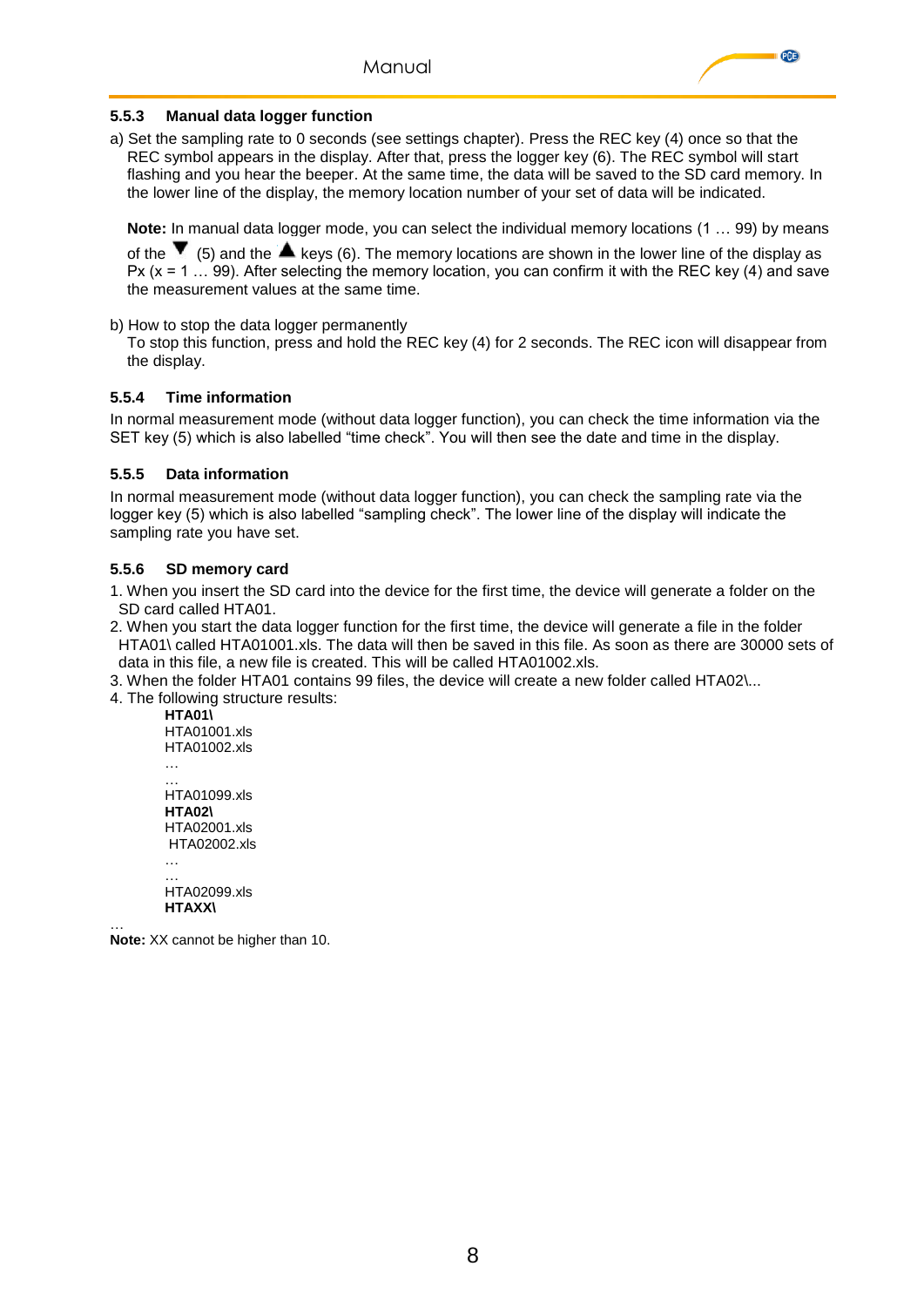### 5.5.3 Manual data logger function

a) Set the sampling rate to 0 seconds (see settings chapter). Press the REC key (4) once so that the REC symbol appears in the display. After that, press the logger key (6). The REC symbol will start flashing and you hear the beeper. At the same time, the data will be saved to the SD card memory. In the lower line of the display, the memory location number of your set of data will be indicated.

**Note:** In manual data logger mode, you can select the individual memory locations (1 … 99) by means of the ▼ (5) and the ▲ keys (6). The memory locations are shown in the lower line of the display as Px (x = 1 … 99). After selecting the memory location, you can confirm it with the REC key (4) and save the measurement values at the same time.

b) How to stop the data logger permanently
To stop this function, press and hold the REC key (4) for 2 seconds. The REC icon will disappear from the display.

### 5.5.4 Time information

In normal measurement mode (without data logger function), you can check the time information via the SET key (5) which is also labelled "time check". You will then see the date and time in the display.

### 5.5.5 Data information

In normal measurement mode (without data logger function), you can check the sampling rate via the logger key (5) which is also labelled "sampling check". The lower line of the display will indicate the sampling rate you have set.

### 5.5.6 SD memory card

1. When you insert the SD card into the device for the first time, the device will generate a folder on the SD card called HTA01.
2. When you start the data logger function for the first time, the device will generate a file in the folder HTA01\ called HTA01001.xls. The data will then be saved in this file. As soon as there are 30000 sets of data in this file, a new file is created. This will be called HTA01002.xls.
3. When the folder HTA01 contains 99 files, the device will create a new folder called HTA02\...
4. The following structure results:

**HTA01\**
HTA01001.xls
HTA01002.xls
…
…
HTA01099.xls
**HTA02\**
HTA02001.xls
HTA02002.xls
…
…
HTA02099.xls
**HTAXX\**
…

**Note:** XX cannot be higher than 10.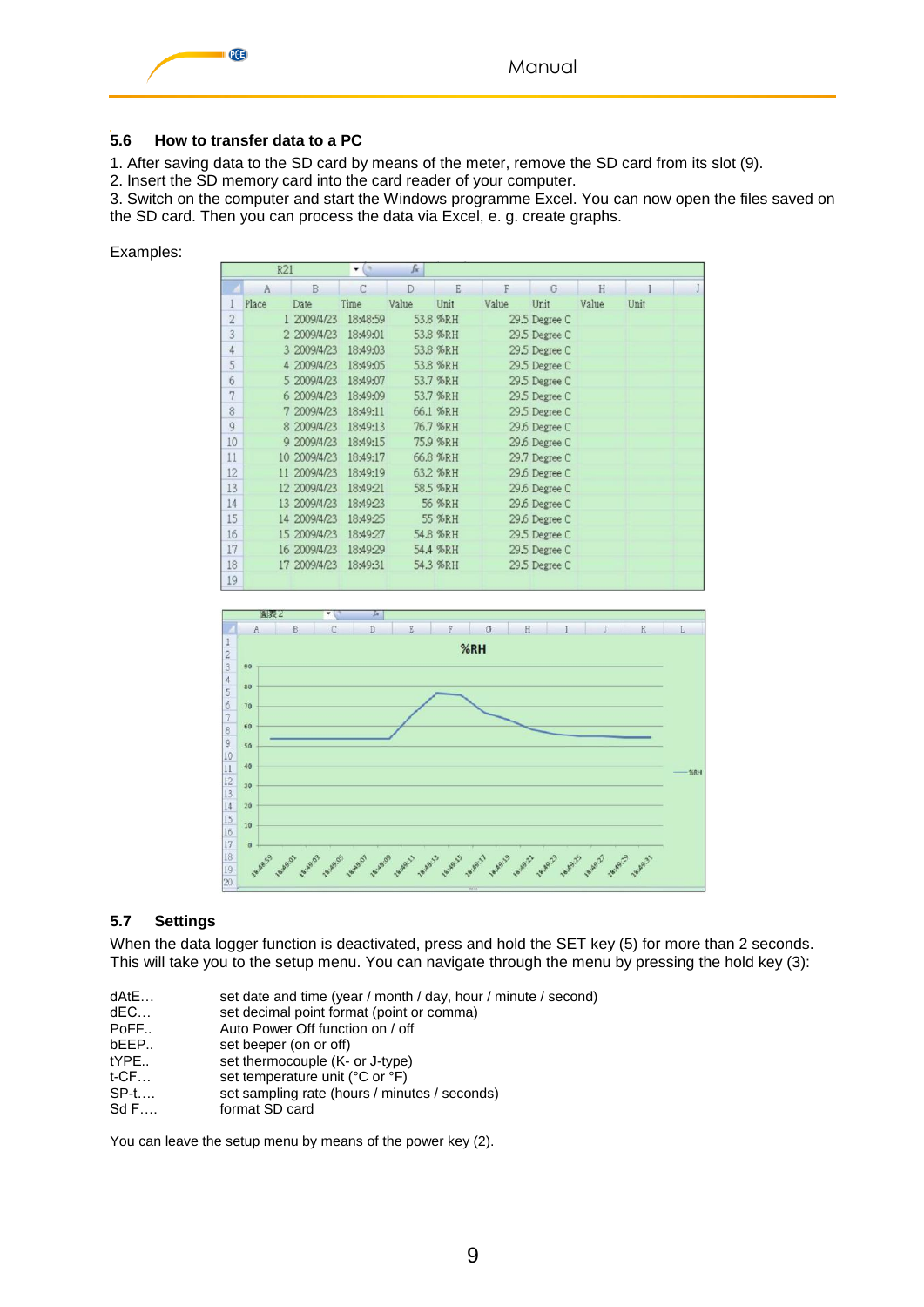## 5.6 How to transfer data to a PC

1. After saving data to the SD card by means of the meter, remove the SD card from its slot (9).
2. Insert the SD memory card into the card reader of your computer.
3. Switch on the computer and start the Windows programme Excel. You can now open the files saved on the SD card. Then you can process the data via Excel, e. g. create graphs.

Examples:

| Place | Date | Time | Value | Unit | Value | Unit | Value | Unit |
|---|---|---|---|---|---|---|---|---|
| 1 | 2009/4/23 | 18:48:59 | 53.8 | %RH | 29.5 | Degree C | | |
| 2 | 2009/4/23 | 18:49:01 | 53.8 | %RH | 29.5 | Degree C | | |
| 3 | 2009/4/23 | 18:49:03 | 53.8 | %RH | 29.5 | Degree C | | |
| 4 | 2009/4/23 | 18:49:05 | 53.8 | %RH | 29.5 | Degree C | | |
| 5 | 2009/4/23 | 18:49:07 | 53.7 | %RH | 29.5 | Degree C | | |
| 6 | 2009/4/23 | 18:49:09 | 53.7 | %RH | 29.5 | Degree C | | |
| 7 | 2009/4/23 | 18:49:11 | 66.1 | %RH | 29.5 | Degree C | | |
| 8 | 2009/4/23 | 18:49:13 | 76.7 | %RH | 29.6 | Degree C | | |
| 9 | 2009/4/23 | 18:49:15 | 75.9 | %RH | 29.6 | Degree C | | |
| 10 | 2009/4/23 | 18:49:17 | 66.8 | %RH | 29.7 | Degree C | | |
| 11 | 2009/4/23 | 18:49:19 | 63.2 | %RH | 29.6 | Degree C | | |
| 12 | 2009/4/23 | 18:49:21 | 58.5 | %RH | 29.6 | Degree C | | |
| 13 | 2009/4/23 | 18:49:23 | 56 | %RH | 29.6 | Degree C | | |
| 14 | 2009/4/23 | 18:49:25 | 55 | %RH | 29.6 | Degree C | | |
| 15 | 2009/4/23 | 18:49:27 | 54.8 | %RH | 29.5 | Degree C | | |
| 16 | 2009/4/23 | 18:49:29 | 54.4 | %RH | 29.5 | Degree C | | |
| 17 | 2009/4/23 | 18:49:31 | 54.3 | %RH | 29.5 | Degree C | | |

## 5.7 Settings

When the data logger function is deactivated, press and hold the SET key (5) for more than 2 seconds. This will take you to the setup menu. You can navigate through the menu by pressing the hold key (3):

| | |
|---|---|
| dAtE… | set date and time (year / month / day, hour / minute / second) |
| dEC… | set decimal point format (point or comma) |
| PoFF.. | Auto Power Off function on / off |
| bEEP.. | set beeper (on or off) |
| tYPE.. | set thermocouple (K- or J-type) |
| t-CF… | set temperature unit (°C or °F) |
| SP-t…. | set sampling rate (hours / minutes / seconds) |
| Sd F…. | format SD card |

You can leave the setup menu by means of the power key (2).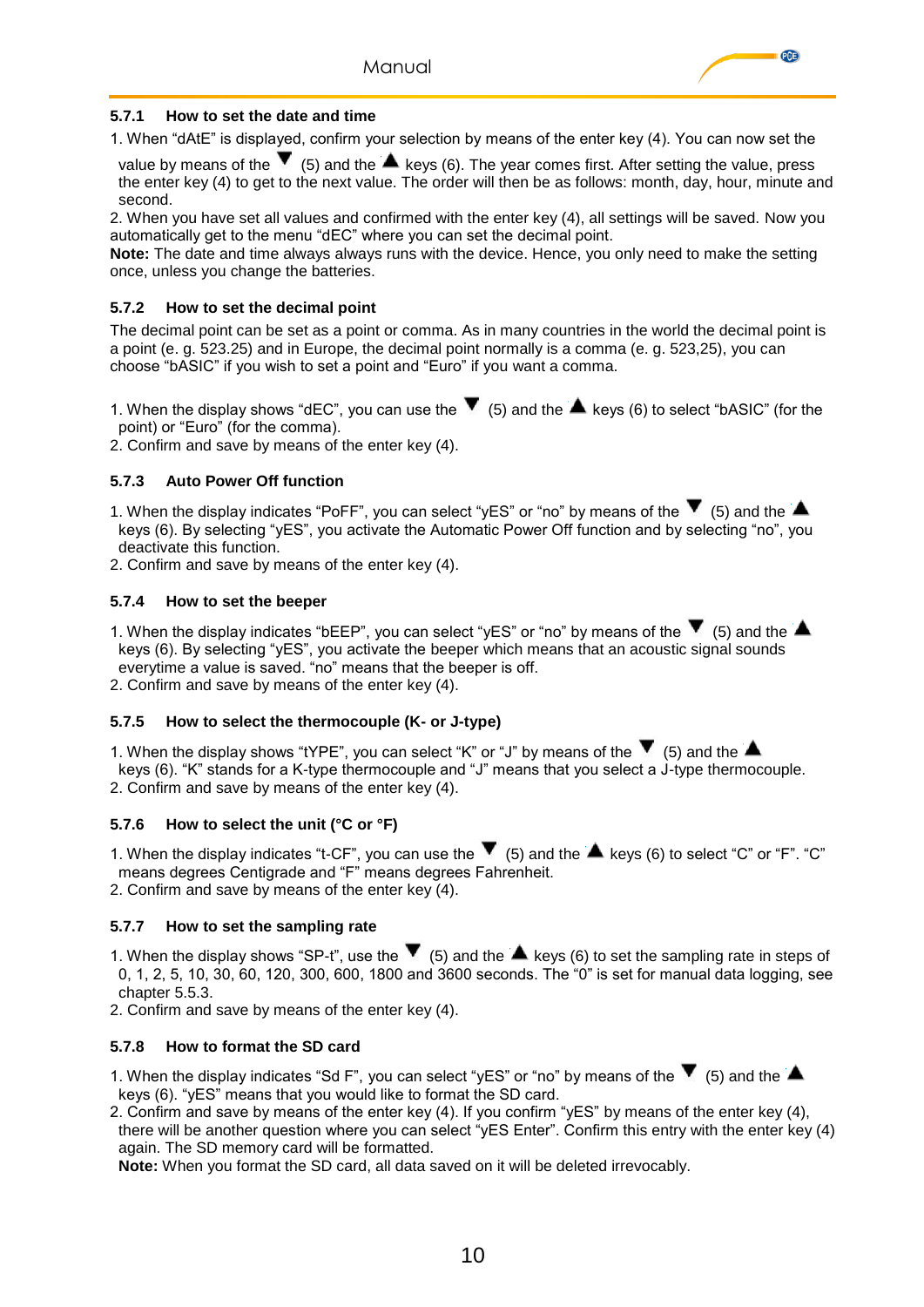### 5.7.1 How to set the date and time

1. When “dAtE” is displayed, confirm your selection by means of the enter key (4). You can now set the value by means of the ▼ (5) and the ▲ keys (6). The year comes first. After setting the value, press the enter key (4) to get to the next value. The order will then be as follows: month, day, hour, minute and second.
2. When you have set all values and confirmed with the enter key (4), all settings will be saved. Now you automatically get to the menu “dEC” where you can set the decimal point.

**Note:** The date and time always always runs with the device. Hence, you only need to make the setting once, unless you change the batteries.

### 5.7.2 How to set the decimal point

The decimal point can be set as a point or comma. As in many countries in the world the decimal point is a point (e. g. 523.25) and in Europe, the decimal point normally is a comma (e. g. 523,25), you can choose “bASIC” if you wish to set a point and “Euro” if you want a comma.

1. When the display shows “dEC”, you can use the ▼ (5) and the ▲ keys (6) to select “bASIC” (for the point) or “Euro” (for the comma).
2. Confirm and save by means of the enter key (4).

### 5.7.3 Auto Power Off function

1. When the display indicates “PoFF”, you can select “yES” or “no” by means of the ▼ (5) and the ▲ keys (6). By selecting “yES”, you activate the Automatic Power Off function and by selecting “no”, you deactivate this function.
2. Confirm and save by means of the enter key (4).

### 5.7.4 How to set the beeper

1. When the display indicates “bEEP”, you can select “yES” or “no” by means of the ▼ (5) and the ▲ keys (6). By selecting “yES”, you activate the beeper which means that an acoustic signal sounds everytime a value is saved. “no” means that the beeper is off.
2. Confirm and save by means of the enter key (4).

### 5.7.5 How to select the thermocouple (K- or J-type)

1. When the display shows “tYPE”, you can select “K” or “J” by means of the ▼ (5) and the ▲ keys (6). “K” stands for a K-type thermocouple and “J” means that you select a J-type thermocouple.
2. Confirm and save by means of the enter key (4).

### 5.7.6 How to select the unit (°C or °F)

1. When the display indicates “t-CF”, you can use the ▼ (5) and the ▲ keys (6) to select “C” or “F”. “C” means degrees Centigrade and “F” means degrees Fahrenheit.
2. Confirm and save by means of the enter key (4).

### 5.7.7 How to set the sampling rate

1. When the display shows “SP-t”, use the ▼ (5) and the ▲ keys (6) to set the sampling rate in steps of 0, 1, 2, 5, 10, 30, 60, 120, 300, 600, 1800 and 3600 seconds. The “0” is set for manual data logging, see chapter 5.5.3.
2. Confirm and save by means of the enter key (4).

### 5.7.8 How to format the SD card

1. When the display indicates “Sd F”, you can select “yES” or “no” by means of the ▼ (5) and the ▲ keys (6). “yES” means that you would like to format the SD card.
2. Confirm and save by means of the enter key (4). If you confirm “yES” by means of the enter key (4), there will be another question where you can select “yES Enter”. Confirm this entry with the enter key (4) again. The SD memory card will be formatted.

**Note:** When you format the SD card, all data saved on it will be deleted irrevocably.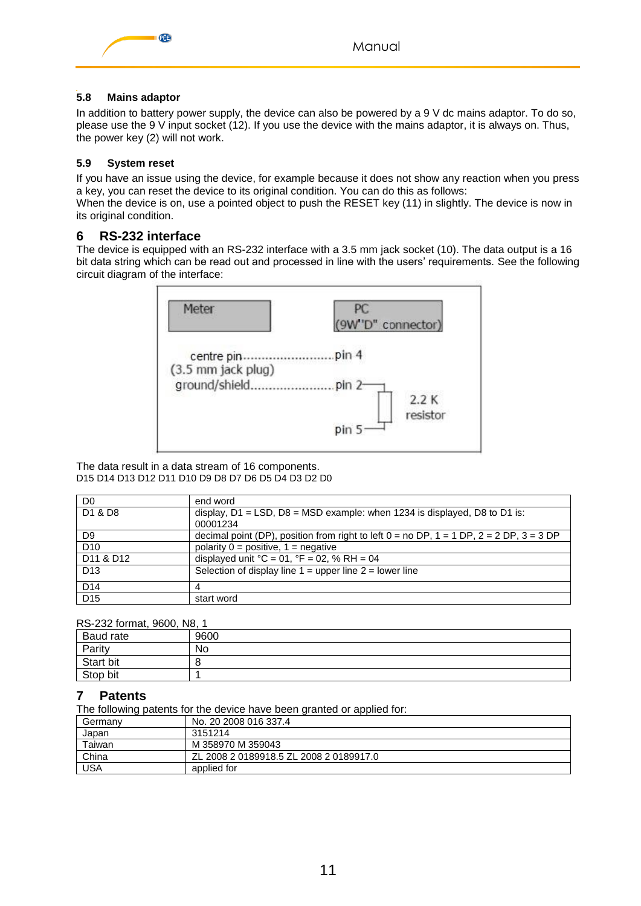### 5.8 Mains adaptor

In addition to battery power supply, the device can also be powered by a 9 V dc mains adaptor. To do so, please use the 9 V input socket (12). If you use the device with the mains adaptor, it is always on. Thus, the power key (2) will not work.

### 5.9 System reset

If you have an issue using the device, for example because it does not show any reaction when you press a key, you can reset the device to its original condition. You can do this as follows:
When the device is on, use a pointed object to push the RESET key (11) in slightly. The device is now in its original condition.

## 6 RS-232 interface

The device is equipped with an RS-232 interface with a 3.5 mm jack socket (10). The data output is a 16 bit data string which can be read out and processed in line with the users' requirements. See the following circuit diagram of the interface:

Meter | PC (9W"D" connector)

centre pin........................pin 4
(3.5 mm jack plug)
ground/shield.....................pin 2
2.2 K resistor
pin 5

The data result in a data stream of 16 components.
D15 D14 D13 D12 D11 D10 D9 D8 D7 D6 D5 D4 D3 D2 D0

| | |
|---|---|
| D0 | end word |
| D1 & D8 | display, D1 = LSD, D8 = MSD example: when 1234 is displayed, D8 to D1 is: 00001234 |
| D9 | decimal point (DP), position from right to left 0 = no DP, 1 = 1 DP, 2 = 2 DP, 3 = 3 DP |
| D10 | polarity 0 = positive, 1 = negative |
| D11 & D12 | displayed unit °C = 01, °F = 02, % RH = 04 |
| D13 | Selection of display line 1 = upper line 2 = lower line |
| D14 | 4 |
| D15 | start word |

RS-232 format, 9600, N8, 1

| | |
|---|---|
| Baud rate | 9600 |
| Parity | No |
| Start bit | 8 |
| Stop bit | 1 |

## 7 Patents

The following patents for the device have been granted or applied for:

| | |
|---|---|
| Germany | No. 20 2008 016 337.4 |
| Japan | 3151214 |
| Taiwan | M 358970 M 359043 |
| China | ZL 2008 2 0189918.5 ZL 2008 2 0189917.0 |
| USA | applied for |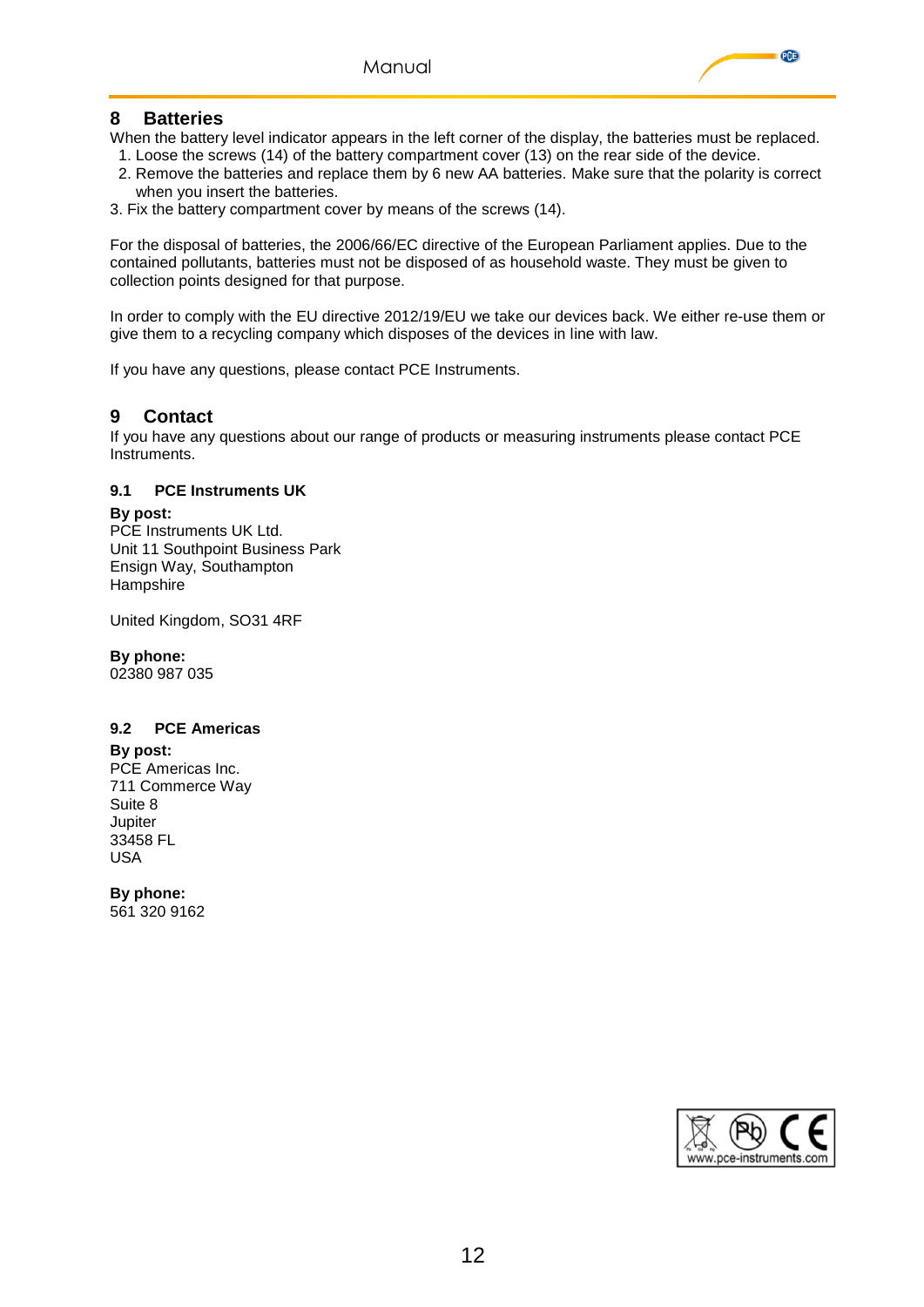## 8 Batteries

When the battery level indicator appears in the left corner of the display, the batteries must be replaced.

1. Loose the screws (14) of the battery compartment cover (13) on the rear side of the device.
2. Remove the batteries and replace them by 6 new AA batteries. Make sure that the polarity is correct when you insert the batteries.
3. Fix the battery compartment cover by means of the screws (14).

For the disposal of batteries, the 2006/66/EC directive of the European Parliament applies. Due to the contained pollutants, batteries must not be disposed of as household waste. They must be given to collection points designed for that purpose.

In order to comply with the EU directive 2012/19/EU we take our devices back. We either re-use them or give them to a recycling company which disposes of the devices in line with law.

If you have any questions, please contact PCE Instruments.

## 9 Contact

If you have any questions about our range of products or measuring instruments please contact PCE Instruments.

### 9.1 PCE Instruments UK

**By post:**
PCE Instruments UK Ltd.
Unit 11 Southpoint Business Park
Ensign Way, Southampton
Hampshire

United Kingdom, SO31 4RF

**By phone:**
02380 987 035

### 9.2 PCE Americas

**By post:**
PCE Americas Inc.
711 Commerce Way
Suite 8
Jupiter
33458 FL
USA

**By phone:**
561 320 9162

www.pce-instruments.com